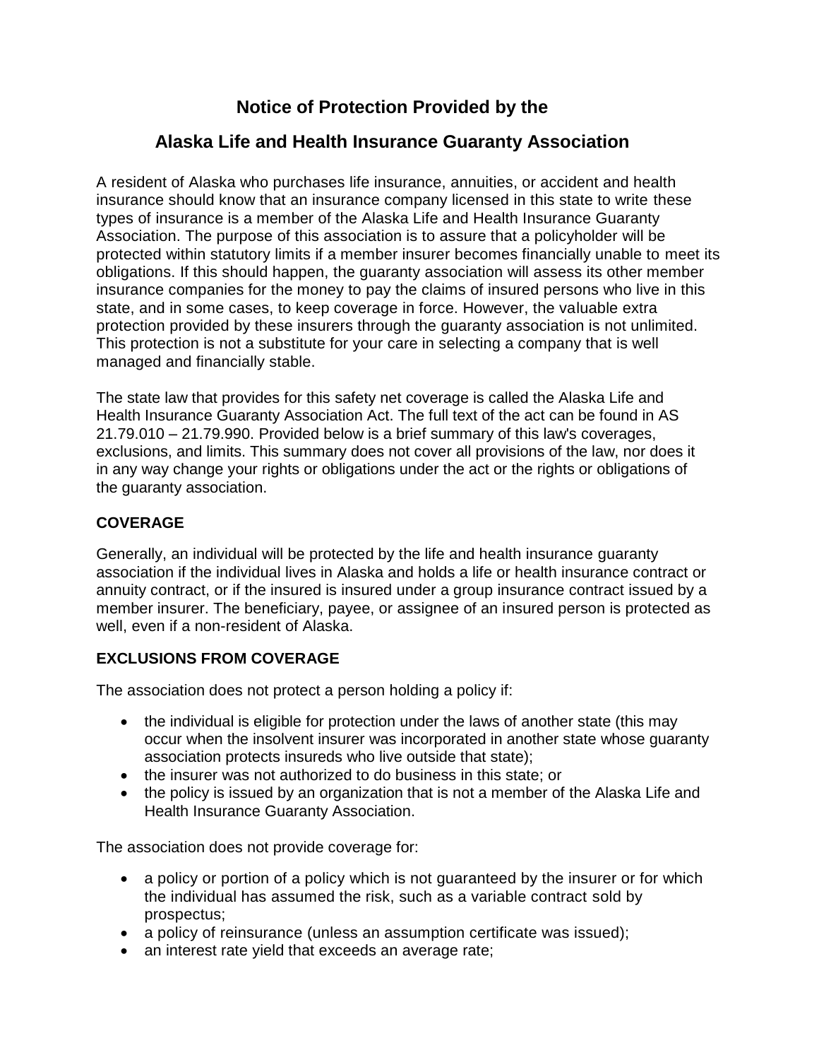# Notice of Protection Provided by the

# Alaska Life and Health Insurance Guaranty Association

A resident of Alaska who purchases life insurance, annuities, or accident and health insurance should know that an insurance company licensed in this state to write these types of insurance is a member of the Alaska Life and Health Insurance Guaranty Association. The purpose of this association is to assure that a policyholder will be protected within statutory limits if a member insurer becomes financially unable to meet its obligations. If this should happen, the guaranty association will assess its other member insurance companies for the money to pay the claims of insured persons who live in this state, and in some cases, to keep coverage in force. However, the valuable extra protection provided by these insurers through the guaranty association is not unlimited. This protection is not a substitute for your care in selecting a company that is well managed and financially stable.

The state law that provides for this safety net coverage is called the Alaska Life and Health Insurance Guaranty Association Act. The full text of the act can be found in AS 21.79.010 – 21.79.990. Provided below is a brief summary of this law's coverages, exclusions, and limits. This summary does not cover all provisions of the law, nor does it in any way change your rights or obligations under the act or the rights or obligations of the guaranty association.

## COVERAGE

Generally, an individual will be protected by the life and health insurance guaranty association if the individual lives in Alaska and holds a life or health insurance contract or annuity contract, or if the insured is insured under a group insurance contract issued by a member insurer. The beneficiary, payee, or assignee of an insured person is protected as well, even if a non-resident of Alaska.

## EXCLUSIONS FROM COVERAGE

The association does not protect a person holding a policy if:

- the individual is eligible for protection under the laws of another state (this may occur when the insolvent insurer was incorporated in another state whose guaranty association protects insureds who live outside that state);
- the insurer was not authorized to do business in this state; or
- the policy is issued by an organization that is not a member of the Alaska Life and Health Insurance Guaranty Association.

The association does not provide coverage for:

- a policy or portion of a policy which is not guaranteed by the insurer or for which the individual has assumed the risk, such as a variable contract sold by prospectus;
- a policy of reinsurance (unless an assumption certificate was issued);
- an interest rate yield that exceeds an average rate;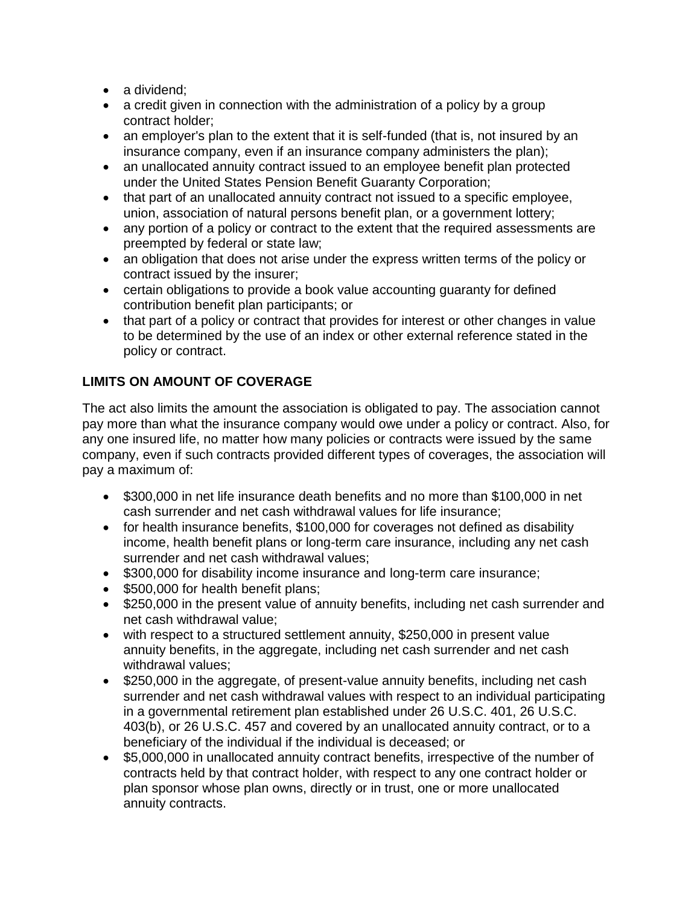- a dividend;
- a credit given in connection with the administration of a policy by a group contract holder;
- an employer's plan to the extent that it is self-funded (that is, not insured by an insurance company, even if an insurance company administers the plan);
- an unallocated annuity contract issued to an employee benefit plan protected under the United States Pension Benefit Guaranty Corporation;
- that part of an unallocated annuity contract not issued to a specific employee, union, association of natural persons benefit plan, or a government lottery;
- any portion of a policy or contract to the extent that the required assessments are preempted by federal or state law;
- an obligation that does not arise under the express written terms of the policy or contract issued by the insurer;
- certain obligations to provide a book value accounting guaranty for defined contribution benefit plan participants; or
- that part of a policy or contract that provides for interest or other changes in value to be determined by the use of an index or other external reference stated in the policy or contract.

**LIMITS ON AMOUNT OF COVERAGE**

The act also limits the amount the association is obligated to pay. The association cannot pay more than what the insurance company would owe under a policy or contract. Also, for any one insured life, no matter how many policies or contracts were issued by the same company, even if such contracts provided different types of coverages, the association will pay a maximum of:

- $300,000 in net life insurance death benefits and no more than $100,000 in net cash surrender and net cash withdrawal values for life insurance;
- for health insurance benefits, $100,000 for coverages not defined as disability income, health benefit plans or long-term care insurance, including any net cash surrender and net cash withdrawal values;
- $300,000 for disability income insurance and long-term care insurance;
- $500,000 for health benefit plans;
- $250,000 in the present value of annuity benefits, including net cash surrender and net cash withdrawal value;
- with respect to a structured settlement annuity, $250,000 in present value annuity benefits, in the aggregate, including net cash surrender and net cash withdrawal values;
- $250,000 in the aggregate, of present-value annuity benefits, including net cash surrender and net cash withdrawal values with respect to an individual participating in a governmental retirement plan established under 26 U.S.C. 401, 26 U.S.C. 403(b), or 26 U.S.C. 457 and covered by an unallocated annuity contract, or to a beneficiary of the individual if the individual is deceased; or
- $5,000,000 in unallocated annuity contract benefits, irrespective of the number of contracts held by that contract holder, with respect to any one contract holder or plan sponsor whose plan owns, directly or in trust, one or more unallocated annuity contracts.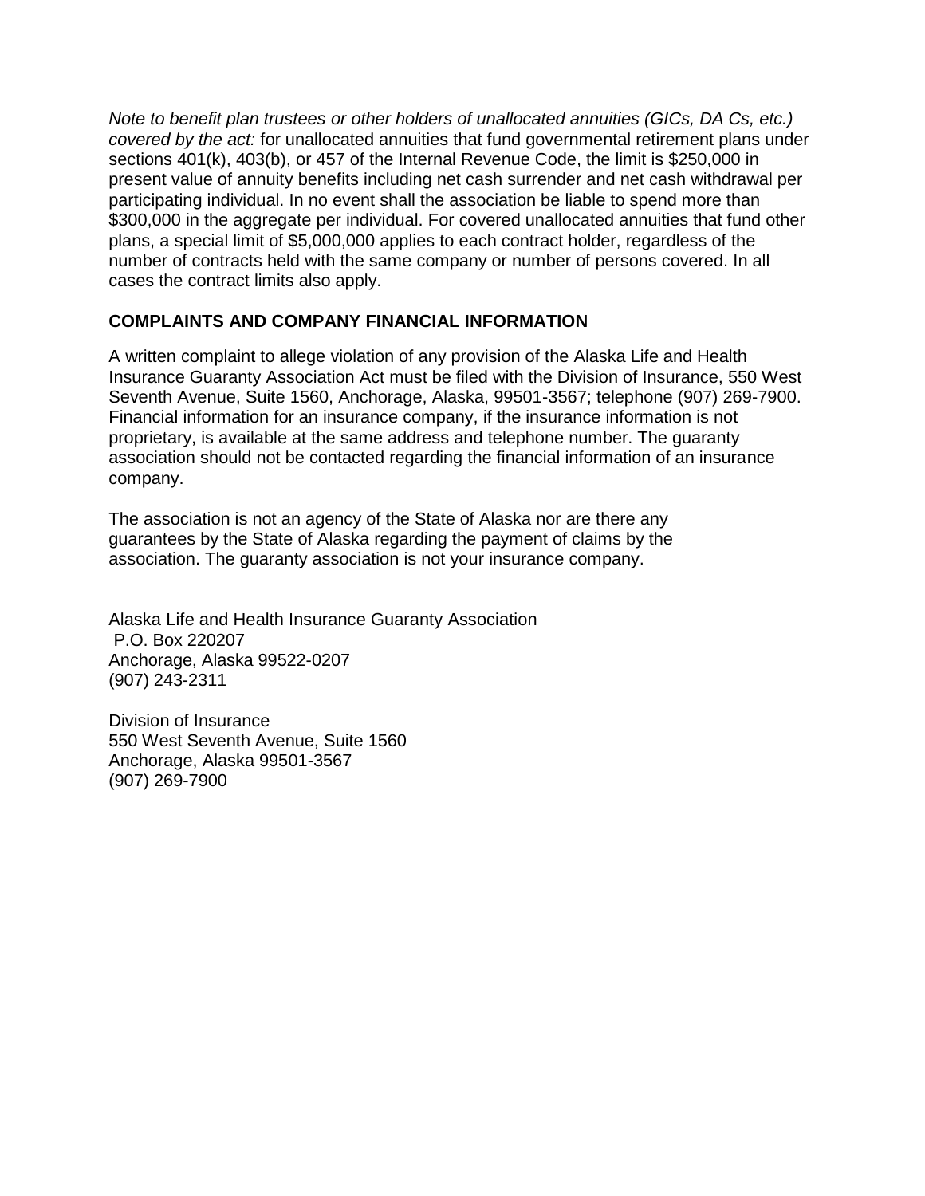*Note to benefit plan trustees or other holders of unallocated annuities (GICs, DA Cs, etc.) covered by the act:* for unallocated annuities that fund governmental retirement plans under sections 401(k), 403(b), or 457 of the Internal Revenue Code, the limit is $250,000 in present value of annuity benefits including net cash surrender and net cash withdrawal per participating individual. In no event shall the association be liable to spend more than $300,000 in the aggregate per individual. For covered unallocated annuities that fund other plans, a special limit of $5,000,000 applies to each contract holder, regardless of the number of contracts held with the same company or number of persons covered. In all cases the contract limits also apply.

## COMPLAINTS AND COMPANY FINANCIAL INFORMATION

A written complaint to allege violation of any provision of the Alaska Life and Health Insurance Guaranty Association Act must be filed with the Division of Insurance, 550 West Seventh Avenue, Suite 1560, Anchorage, Alaska, 99501-3567; telephone (907) 269-7900. Financial information for an insurance company, if the insurance information is not proprietary, is available at the same address and telephone number. The guaranty association should not be contacted regarding the financial information of an insurance company.

The association is not an agency of the State of Alaska nor are there any guarantees by the State of Alaska regarding the payment of claims by the association. The guaranty association is not your insurance company.

Alaska Life and Health Insurance Guaranty Association
P.O. Box 220207
Anchorage, Alaska 99522-0207
(907) 243-2311

Division of Insurance
550 West Seventh Avenue, Suite 1560
Anchorage, Alaska 99501-3567
(907) 269-7900